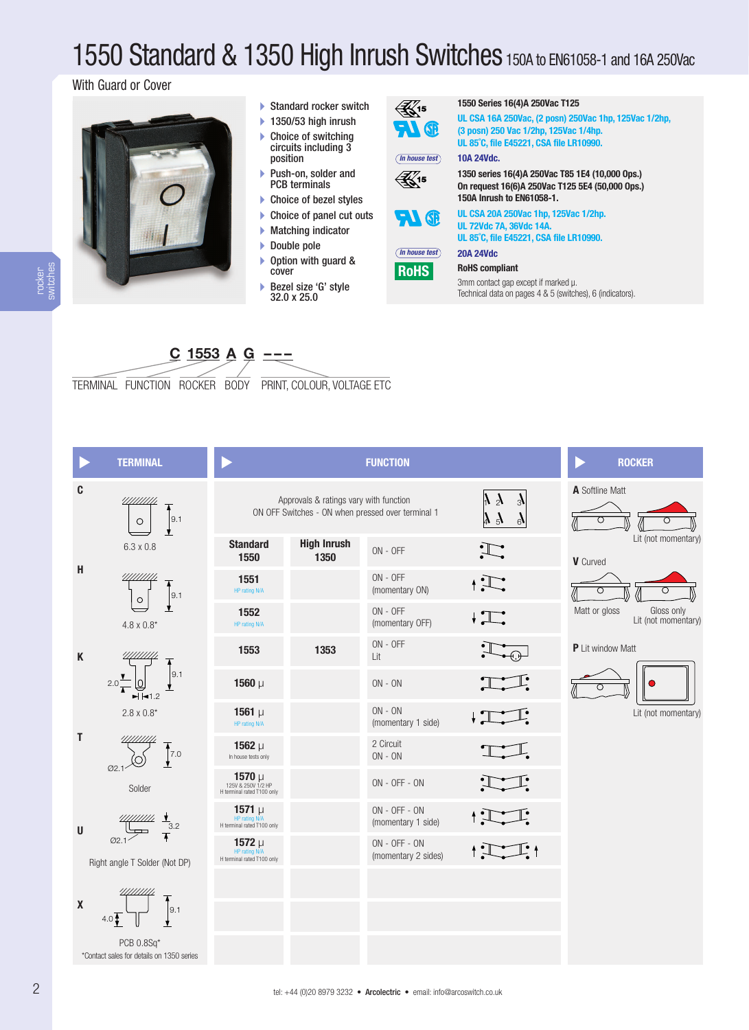# 1550 Standard & 1350 High Inrush Switches 150A to EN61058-1 and 16A 250Vac

With Guard or Cover

- Standard rocker switch
- 1350/53 high inrush
- Choice of switching circuits including 3 position
- Push-on, solder and PCB terminals
- Choice of bezel styles
- Choice of panel cut outs
- Matching indicator
- Double pole
- Option with guard & cover
- Bezel size ‘G’ style 32.0 x 25.0

**1550 Series 16(4)A 250Vac T125**

**UL CSA 16A 250Vac, (2 posn) 250Vac 1hp, 125Vac 1/2hp, (3 posn) 250 Vac 1/2hp, 125Vac 1/4hp.**
**UL 85˚C, file E45221, CSA file LR10990.**

*In house test* **10A 24Vdc.**

**1350 series 16(4)A 250Vac T85 1E4 (10,000 Ops.)**
**On request 16(6)A 250Vac T125 5E4 (50,000 Ops.)**
**150A Inrush to EN61058-1.**

**UL CSA 20A 250Vac 1hp, 125Vac 1/2hp.**
**UL 72Vdc 7A, 36Vdc 14A.**
**UL 85˚C, file E45221, CSA file LR10990.**

*In house test* **20A 24Vdc**

**RoHS** **RoHS compliant**

3mm contact gap except if marked µ.
Technical data on pages 4 & 5 (switches), 6 (indicators).

**C 1553 A G ---**

TERMINAL FUNCTION ROCKER BODY PRINT, COLOUR, VOLTAGE ETC

## TERMINAL

- **C** — 6.3 x 0.8 (9.1)
- **H** — 4.8 x 0.8* (9.1)
- **K** — 2.8 x 0.8* (2.0, 9.1, 1.2)
- **T** — Solder (Ø2.1, 7.0)
- **U** — Right angle T Solder (Not DP) (Ø2.1, 3.2)
- **X** — PCB 0.8Sq* (4.0, 9.1)

*Contact sales for details on 1350 series

## FUNCTION

Approvals & ratings vary with function
ON OFF Switches - ON when pressed over terminal 1

| Standard 1550 | High Inrush 1350 | Function |
|---|---|---|
| 1550 | 1350 | ON - OFF |
| 1551 (HP rating N/A) | | ON - OFF (momentary ON) |
| 1552 (HP rating N/A) | | ON - OFF (momentary OFF) |
| 1553 | 1353 | ON - OFF Lit |
| 1560 µ | | ON - ON |
| 1561 µ (HP rating N/A) | | ON - ON (momentary 1 side) |
| 1562 µ (In house tests only) | | 2 Circuit ON - ON |
| 1570 µ (125V & 250V 1/2 HP; H terminal rated T100 only) | | ON - OFF - ON |
| 1571 µ (HP rating N/A; H terminal rated T100 only) | | ON - OFF - ON (momentary 1 side) |
| 1572 µ (HP rating N/A; H terminal rated T100 only) | | ON - OFF - ON (momentary 2 sides) |

## ROCKER

- **A** Softline Matt — Lit (not momentary)
- **V** Curved — Matt or gloss; Gloss only Lit (not momentary)
- **P** Lit window Matt — Lit (not momentary)

tel: +44 (0)20 8979 3232 • **Arcolectric** • email: info@arcoswitch.co.uk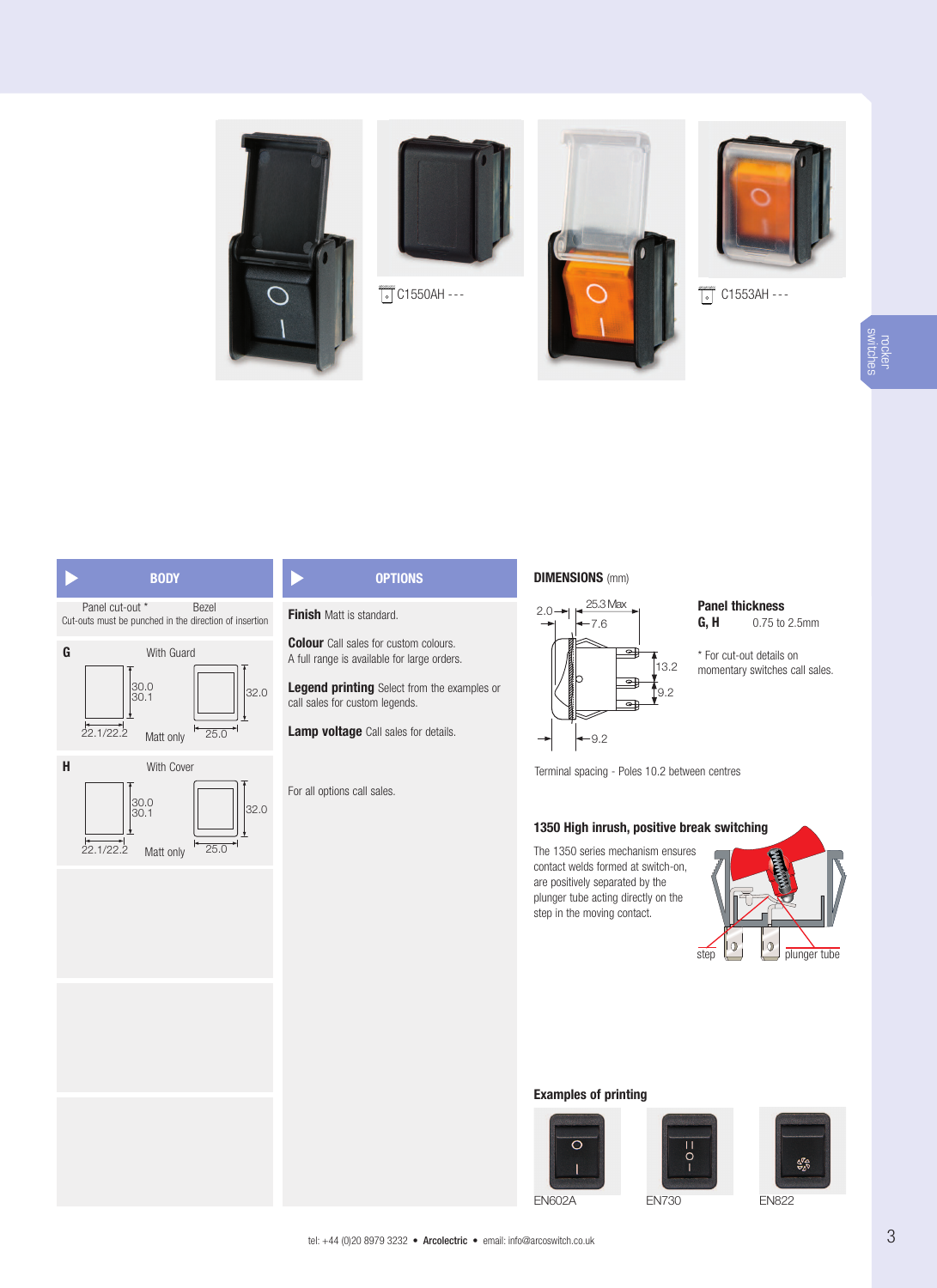C1550AH - - -

C1553AH - - -

## BODY

Panel cut-out * Bezel
Cut-outs must be punched in the direction of insertion

**G** With Guard

30.0
30.1
22.1/22.2
32.0
Matt only
25.0

**H** With Cover

30.0
30.1
22.1/22.2
32.0
Matt only
25.0

## OPTIONS

**Finish** Matt is standard.

**Colour** Call sales for custom colours.
A full range is available for large orders.

**Legend printing** Select from the examples or call sales for custom legends.

**Lamp voltage** Call sales for details.

For all options call sales.

## DIMENSIONS (mm)

2.0
25.3 Max
7.6
13.2
9.2
9.2

**Panel thickness**
**G, H** 0.75 to 2.5mm

* For cut-out details on momentary switches call sales.

Terminal spacing - Poles 10.2 between centres

### 1350 High inrush, positive break switching

The 1350 series mechanism ensures contact welds formed at switch-on, are positively separated by the plunger tube acting directly on the step in the moving contact.

step
plunger tube

### Examples of printing

EN602A EN730 EN822

tel: +44 (0)20 8979 3232 • **Arcolectric** • email: info@arcoswitch.co.uk